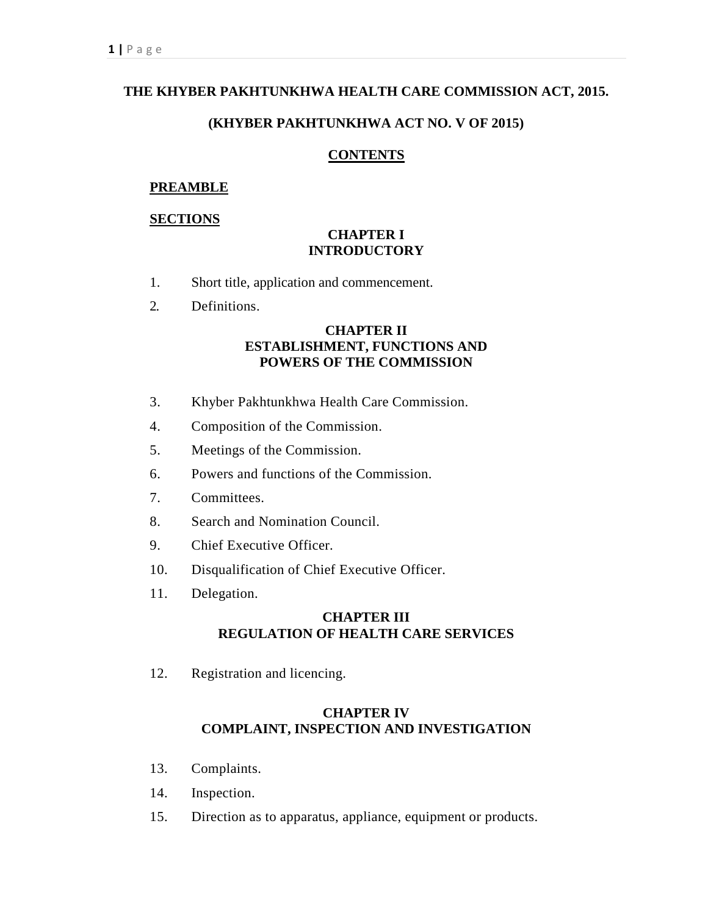# THE KHYBER PAKHTUNKHWA HEALTH CARE COMMISSION ACT, 2015.

## (KHYBER PAKHTUNKHWA ACT NO. V OF 2015)

## CONTENTS

**PREAMBLE**

**SECTIONS**

### CHAPTER I
### INTRODUCTORY

1. Short title, application and commencement.
2. Definitions.

### CHAPTER II
### ESTABLISHMENT, FUNCTIONS AND POWERS OF THE COMMISSION

3. Khyber Pakhtunkhwa Health Care Commission.
4. Composition of the Commission.
5. Meetings of the Commission.
6. Powers and functions of the Commission.
7. Committees.
8. Search and Nomination Council.
9. Chief Executive Officer.
10. Disqualification of Chief Executive Officer.
11. Delegation.

### CHAPTER III
### REGULATION OF HEALTH CARE SERVICES

12. Registration and licencing.

### CHAPTER IV
### COMPLAINT, INSPECTION AND INVESTIGATION

13. Complaints.
14. Inspection.
15. Direction as to apparatus, appliance, equipment or products.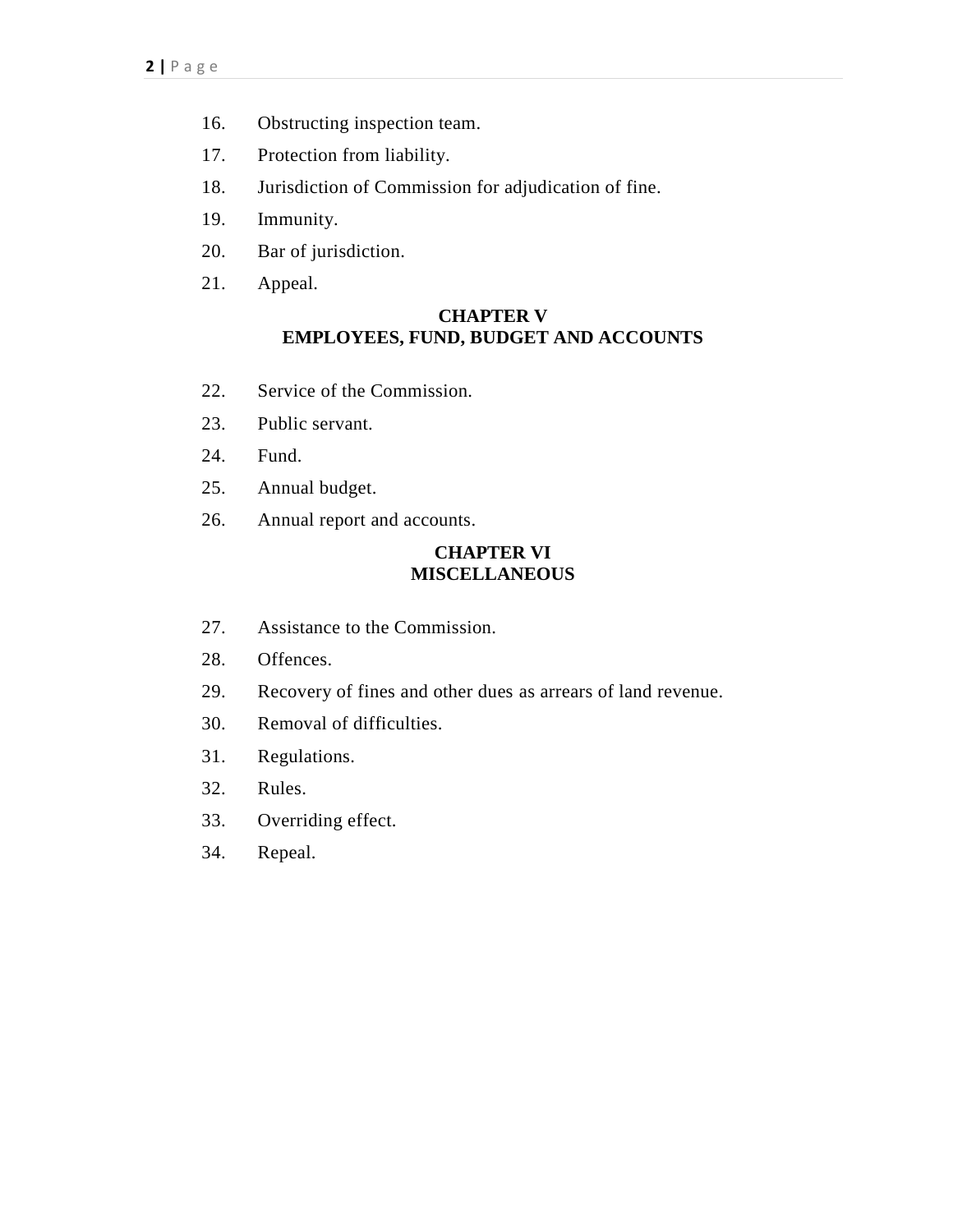16. Obstructing inspection team.
17. Protection from liability.
18. Jurisdiction of Commission for adjudication of fine.
19. Immunity.
20. Bar of jurisdiction.
21. Appeal.

**CHAPTER V**
**EMPLOYEES, FUND, BUDGET AND ACCOUNTS**

22. Service of the Commission.
23. Public servant.
24. Fund.
25. Annual budget.
26. Annual report and accounts.

**CHAPTER VI**
**MISCELLANEOUS**

27. Assistance to the Commission.
28. Offences.
29. Recovery of fines and other dues as arrears of land revenue.
30. Removal of difficulties.
31. Regulations.
32. Rules.
33. Overriding effect.
34. Repeal.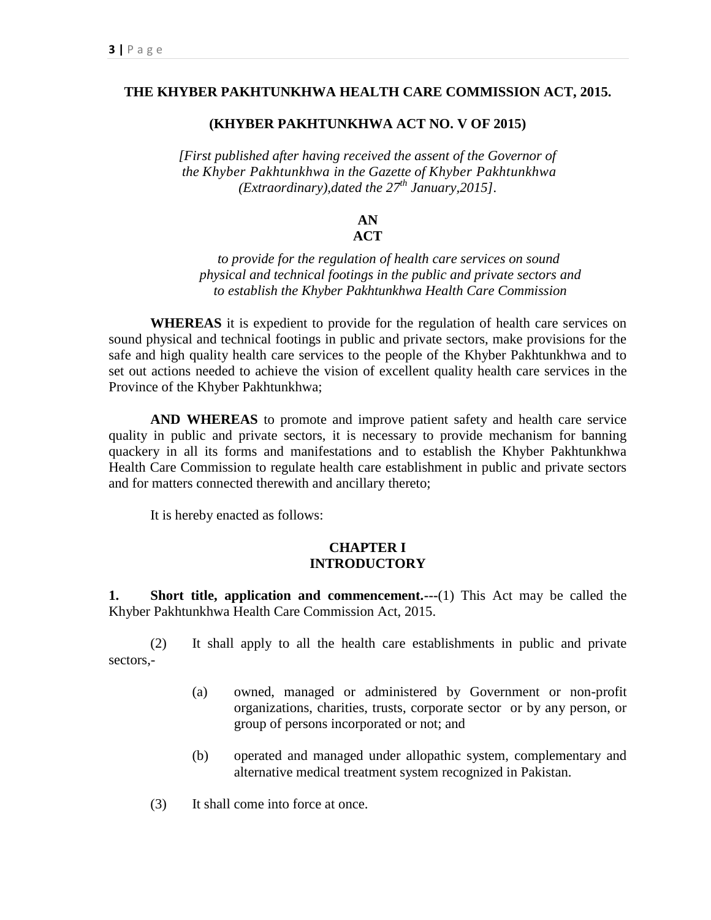# THE KHYBER PAKHTUNKHWA HEALTH CARE COMMISSION ACT, 2015.

## (KHYBER PAKHTUNKHWA ACT NO. V OF 2015)

*[First published after having received the assent of the Governor of the Khyber Pakhtunkhwa in the Gazette of Khyber Pakhtunkhwa (Extraordinary),dated the 27th January,2015].*

## AN
## ACT

*to provide for the regulation of health care services on sound physical and technical footings in the public and private sectors and to establish the Khyber Pakhtunkhwa Health Care Commission*

**WHEREAS** it is expedient to provide for the regulation of health care services on sound physical and technical footings in public and private sectors, make provisions for the safe and high quality health care services to the people of the Khyber Pakhtunkhwa and to set out actions needed to achieve the vision of excellent quality health care services in the Province of the Khyber Pakhtunkhwa;

**AND WHEREAS** to promote and improve patient safety and health care service quality in public and private sectors, it is necessary to provide mechanism for banning quackery in all its forms and manifestations and to establish the Khyber Pakhtunkhwa Health Care Commission to regulate health care establishment in public and private sectors and for matters connected therewith and ancillary thereto;

It is hereby enacted as follows:

## CHAPTER I
## INTRODUCTORY

**1. Short title, application and commencement.---**(1) This Act may be called the Khyber Pakhtunkhwa Health Care Commission Act, 2015.

(2) It shall apply to all the health care establishments in public and private sectors,-

(a) owned, managed or administered by Government or non-profit organizations, charities, trusts, corporate sector or by any person, or group of persons incorporated or not; and

(b) operated and managed under allopathic system, complementary and alternative medical treatment system recognized in Pakistan.

(3) It shall come into force at once.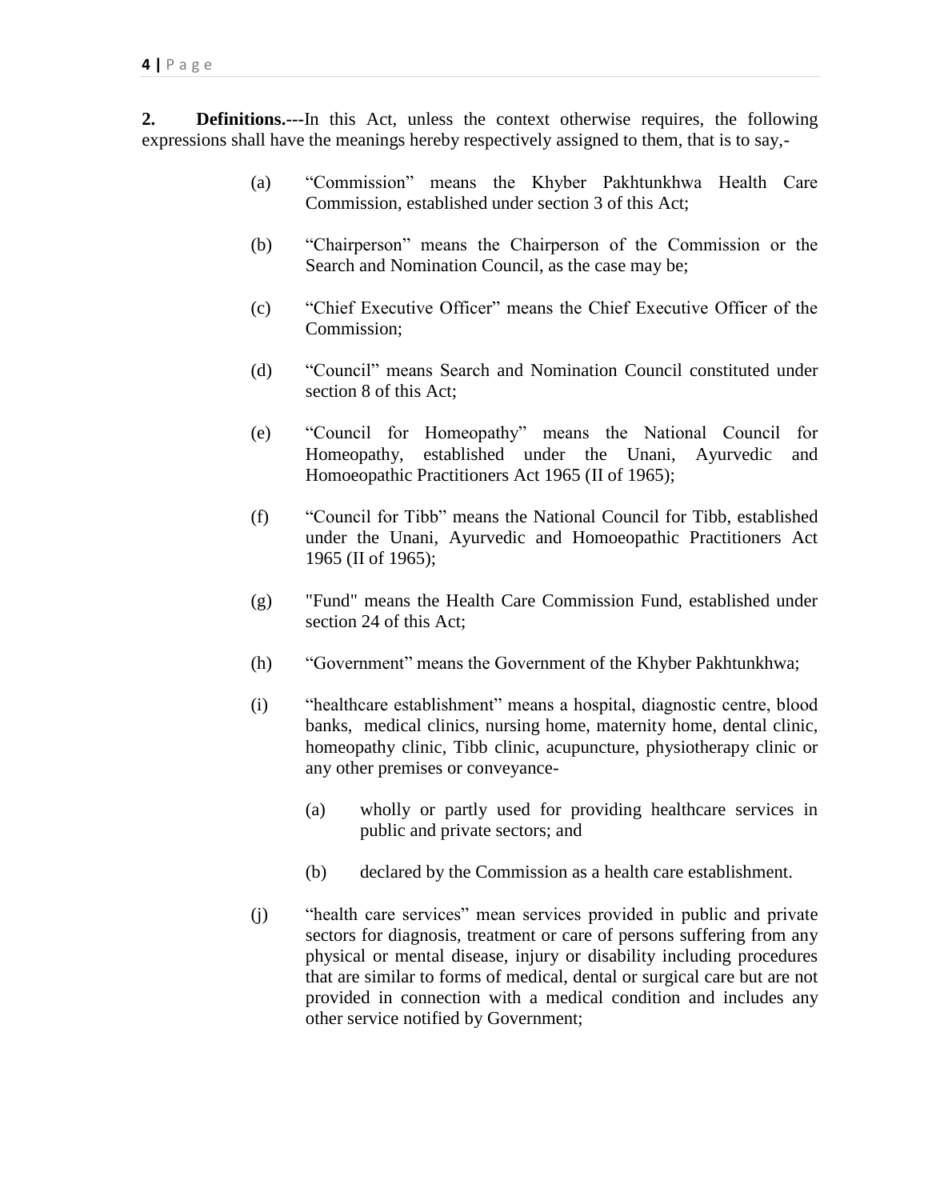**2. Definitions.**---In this Act, unless the context otherwise requires, the following expressions shall have the meanings hereby respectively assigned to them, that is to say,-

(a) "Commission" means the Khyber Pakhtunkhwa Health Care Commission, established under section 3 of this Act;

(b) "Chairperson" means the Chairperson of the Commission or the Search and Nomination Council, as the case may be;

(c) "Chief Executive Officer" means the Chief Executive Officer of the Commission;

(d) "Council" means Search and Nomination Council constituted under section 8 of this Act;

(e) "Council for Homeopathy" means the National Council for Homeopathy, established under the Unani, Ayurvedic and Homoeopathic Practitioners Act 1965 (II of 1965);

(f) "Council for Tibb" means the National Council for Tibb, established under the Unani, Ayurvedic and Homoeopathic Practitioners Act 1965 (II of 1965);

(g) "Fund" means the Health Care Commission Fund, established under section 24 of this Act;

(h) "Government" means the Government of the Khyber Pakhtunkhwa;

(i) "healthcare establishment" means a hospital, diagnostic centre, blood banks, medical clinics, nursing home, maternity home, dental clinic, homeopathy clinic, Tibb clinic, acupuncture, physiotherapy clinic or any other premises or conveyance-

  (a) wholly or partly used for providing healthcare services in public and private sectors; and

  (b) declared by the Commission as a health care establishment.

(j) "health care services" mean services provided in public and private sectors for diagnosis, treatment or care of persons suffering from any physical or mental disease, injury or disability including procedures that are similar to forms of medical, dental or surgical care but are not provided in connection with a medical condition and includes any other service notified by Government;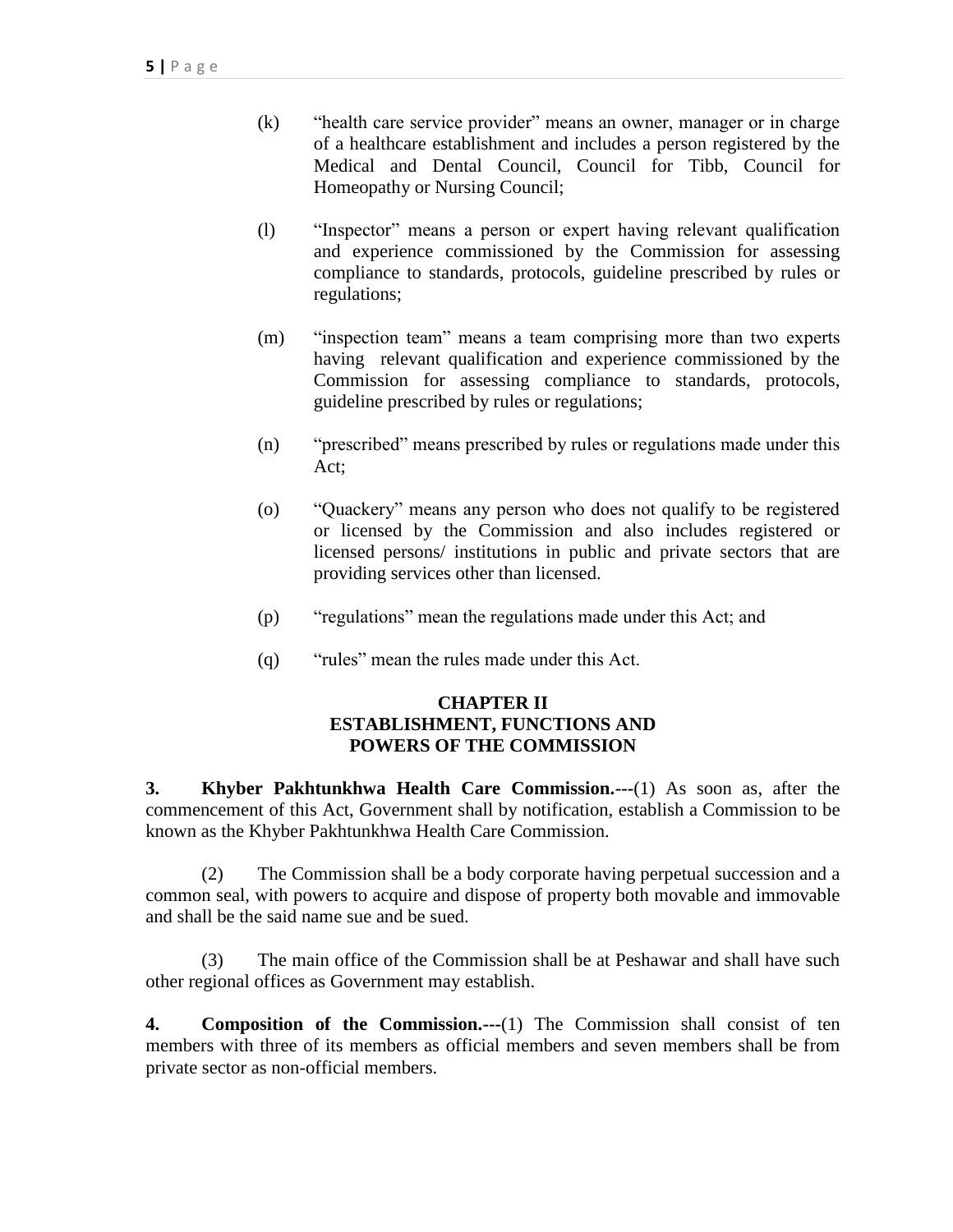(k) "health care service provider" means an owner, manager or in charge of a healthcare establishment and includes a person registered by the Medical and Dental Council, Council for Tibb, Council for Homeopathy or Nursing Council;

(l) "Inspector" means a person or expert having relevant qualification and experience commissioned by the Commission for assessing compliance to standards, protocols, guideline prescribed by rules or regulations;

(m) "inspection team" means a team comprising more than two experts having relevant qualification and experience commissioned by the Commission for assessing compliance to standards, protocols, guideline prescribed by rules or regulations;

(n) "prescribed" means prescribed by rules or regulations made under this Act;

(o) "Quackery" means any person who does not qualify to be registered or licensed by the Commission and also includes registered or licensed persons/ institutions in public and private sectors that are providing services other than licensed.

(p) "regulations" mean the regulations made under this Act; and

(q) "rules" mean the rules made under this Act.

## CHAPTER II
## ESTABLISHMENT, FUNCTIONS AND POWERS OF THE COMMISSION

**3. Khyber Pakhtunkhwa Health Care Commission.**---(1) As soon as, after the commencement of this Act, Government shall by notification, establish a Commission to be known as the Khyber Pakhtunkhwa Health Care Commission.

(2) The Commission shall be a body corporate having perpetual succession and a common seal, with powers to acquire and dispose of property both movable and immovable and shall be the said name sue and be sued.

(3) The main office of the Commission shall be at Peshawar and shall have such other regional offices as Government may establish.

**4. Composition of the Commission.**---(1) The Commission shall consist of ten members with three of its members as official members and seven members shall be from private sector as non-official members.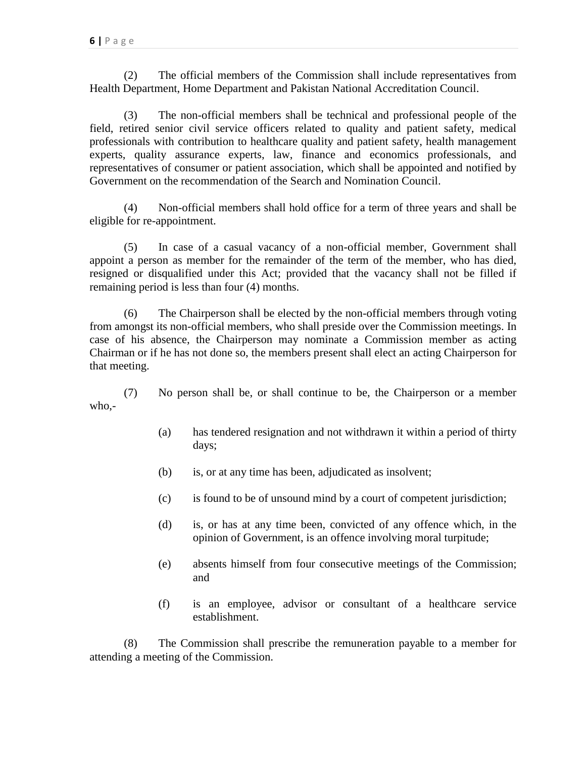(2) The official members of the Commission shall include representatives from Health Department, Home Department and Pakistan National Accreditation Council.

(3) The non-official members shall be technical and professional people of the field, retired senior civil service officers related to quality and patient safety, medical professionals with contribution to healthcare quality and patient safety, health management experts, quality assurance experts, law, finance and economics professionals, and representatives of consumer or patient association, which shall be appointed and notified by Government on the recommendation of the Search and Nomination Council.

(4) Non-official members shall hold office for a term of three years and shall be eligible for re-appointment.

(5) In case of a casual vacancy of a non-official member, Government shall appoint a person as member for the remainder of the term of the member, who has died, resigned or disqualified under this Act; provided that the vacancy shall not be filled if remaining period is less than four (4) months.

(6) The Chairperson shall be elected by the non-official members through voting from amongst its non-official members, who shall preside over the Commission meetings. In case of his absence, the Chairperson may nominate a Commission member as acting Chairman or if he has not done so, the members present shall elect an acting Chairperson for that meeting.

(7) No person shall be, or shall continue to be, the Chairperson or a member who,-

(a) has tendered resignation and not withdrawn it within a period of thirty days;

(b) is, or at any time has been, adjudicated as insolvent;

(c) is found to be of unsound mind by a court of competent jurisdiction;

(d) is, or has at any time been, convicted of any offence which, in the opinion of Government, is an offence involving moral turpitude;

(e) absents himself from four consecutive meetings of the Commission; and

(f) is an employee, advisor or consultant of a healthcare service establishment.

(8) The Commission shall prescribe the remuneration payable to a member for attending a meeting of the Commission.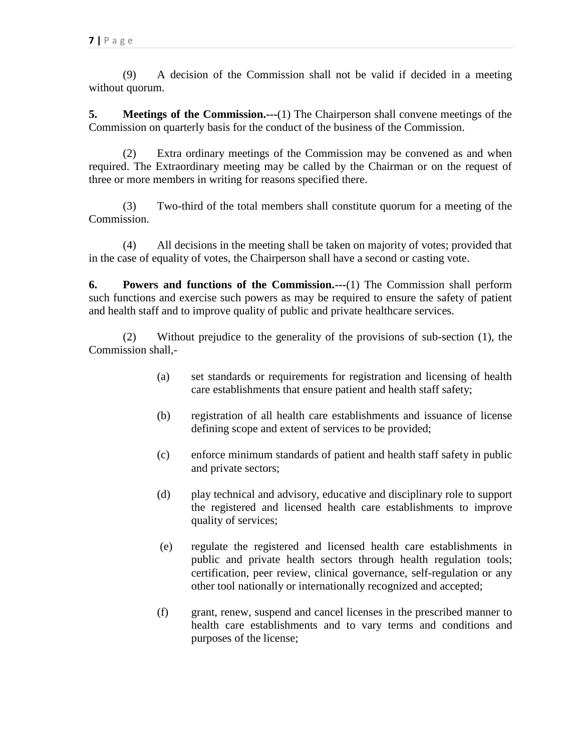(9) A decision of the Commission shall not be valid if decided in a meeting without quorum.

**5. Meetings of the Commission.---**(1) The Chairperson shall convene meetings of the Commission on quarterly basis for the conduct of the business of the Commission.

(2) Extra ordinary meetings of the Commission may be convened as and when required. The Extraordinary meeting may be called by the Chairman or on the request of three or more members in writing for reasons specified there.

(3) Two-third of the total members shall constitute quorum for a meeting of the Commission.

(4) All decisions in the meeting shall be taken on majority of votes; provided that in the case of equality of votes, the Chairperson shall have a second or casting vote.

**6. Powers and functions of the Commission.---**(1) The Commission shall perform such functions and exercise such powers as may be required to ensure the safety of patient and health staff and to improve quality of public and private healthcare services.

(2) Without prejudice to the generality of the provisions of sub-section (1), the Commission shall,-

(a) set standards or requirements for registration and licensing of health care establishments that ensure patient and health staff safety;

(b) registration of all health care establishments and issuance of license defining scope and extent of services to be provided;

(c) enforce minimum standards of patient and health staff safety in public and private sectors;

(d) play technical and advisory, educative and disciplinary role to support the registered and licensed health care establishments to improve quality of services;

(e) regulate the registered and licensed health care establishments in public and private health sectors through health regulation tools; certification, peer review, clinical governance, self-regulation or any other tool nationally or internationally recognized and accepted;

(f) grant, renew, suspend and cancel licenses in the prescribed manner to health care establishments and to vary terms and conditions and purposes of the license;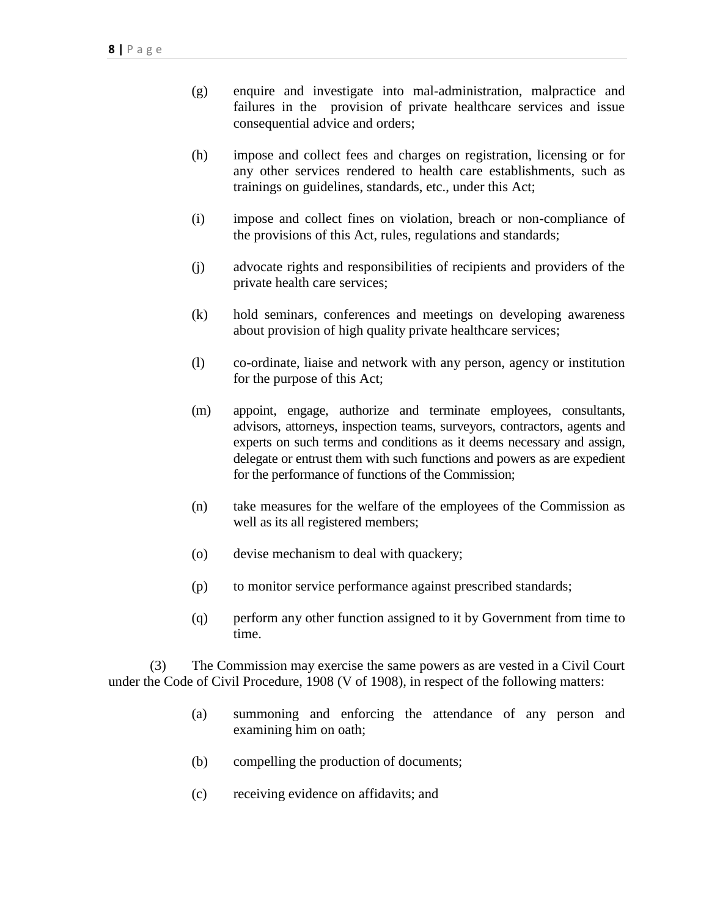(g) enquire and investigate into mal-administration, malpractice and failures in the provision of private healthcare services and issue consequential advice and orders;

(h) impose and collect fees and charges on registration, licensing or for any other services rendered to health care establishments, such as trainings on guidelines, standards, etc., under this Act;

(i) impose and collect fines on violation, breach or non-compliance of the provisions of this Act, rules, regulations and standards;

(j) advocate rights and responsibilities of recipients and providers of the private health care services;

(k) hold seminars, conferences and meetings on developing awareness about provision of high quality private healthcare services;

(l) co-ordinate, liaise and network with any person, agency or institution for the purpose of this Act;

(m) appoint, engage, authorize and terminate employees, consultants, advisors, attorneys, inspection teams, surveyors, contractors, agents and experts on such terms and conditions as it deems necessary and assign, delegate or entrust them with such functions and powers as are expedient for the performance of functions of the Commission;

(n) take measures for the welfare of the employees of the Commission as well as its all registered members;

(o) devise mechanism to deal with quackery;

(p) to monitor service performance against prescribed standards;

(q) perform any other function assigned to it by Government from time to time.

(3) The Commission may exercise the same powers as are vested in a Civil Court under the Code of Civil Procedure, 1908 (V of 1908), in respect of the following matters:

(a) summoning and enforcing the attendance of any person and examining him on oath;

(b) compelling the production of documents;

(c) receiving evidence on affidavits; and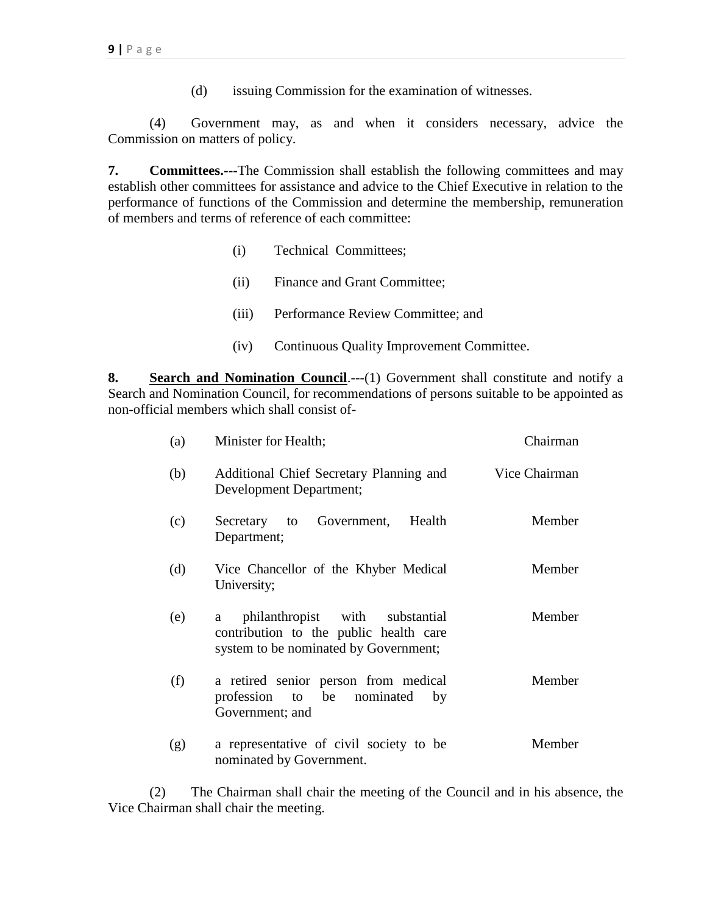(d) issuing Commission for the examination of witnesses.

(4) Government may, as and when it considers necessary, advice the Commission on matters of policy.

**7. Committees.---**The Commission shall establish the following committees and may establish other committees for assistance and advice to the Chief Executive in relation to the performance of functions of the Commission and determine the membership, remuneration of members and terms of reference of each committee:

(i) Technical Committees;

(ii) Finance and Grant Committee;

(iii) Performance Review Committee; and

(iv) Continuous Quality Improvement Committee.

**8. <u>Search and Nomination Council</u>**.---(1) Government shall constitute and notify a Search and Nomination Council, for recommendations of persons suitable to be appointed as non-official members which shall consist of-

| | | |
|---|---|---|
| (a) | Minister for Health; | Chairman |
| (b) | Additional Chief Secretary Planning and Development Department; | Vice Chairman |
| (c) | Secretary to Government, Health Department; | Member |
| (d) | Vice Chancellor of the Khyber Medical University; | Member |
| (e) | a philanthropist with substantial contribution to the public health care system to be nominated by Government; | Member |
| (f) | a retired senior person from medical profession to be nominated by Government; and | Member |
| (g) | a representative of civil society to be nominated by Government. | Member |

(2) The Chairman shall chair the meeting of the Council and in his absence, the Vice Chairman shall chair the meeting.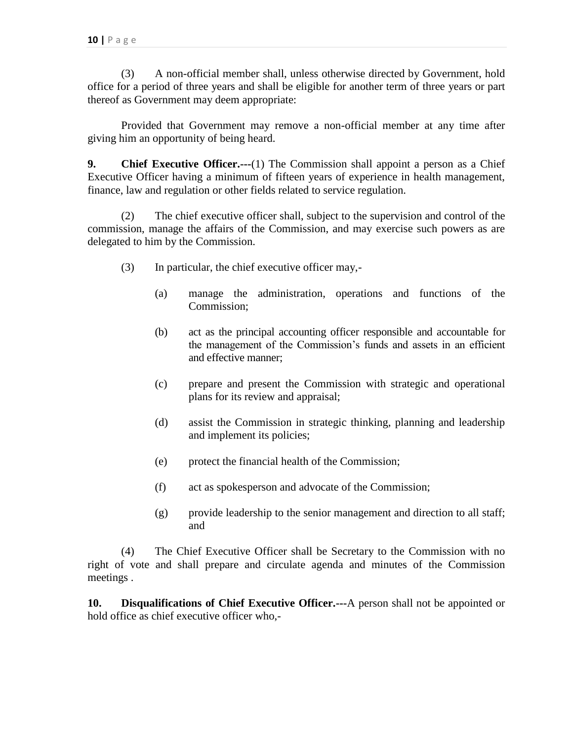(3) A non-official member shall, unless otherwise directed by Government, hold office for a period of three years and shall be eligible for another term of three years or part thereof as Government may deem appropriate:

Provided that Government may remove a non-official member at any time after giving him an opportunity of being heard.

**9. Chief Executive Officer.---**(1) The Commission shall appoint a person as a Chief Executive Officer having a minimum of fifteen years of experience in health management, finance, law and regulation or other fields related to service regulation.

(2) The chief executive officer shall, subject to the supervision and control of the commission, manage the affairs of the Commission, and may exercise such powers as are delegated to him by the Commission.

(3) In particular, the chief executive officer may,-

(a) manage the administration, operations and functions of the Commission;

(b) act as the principal accounting officer responsible and accountable for the management of the Commission's funds and assets in an efficient and effective manner;

(c) prepare and present the Commission with strategic and operational plans for its review and appraisal;

(d) assist the Commission in strategic thinking, planning and leadership and implement its policies;

(e) protect the financial health of the Commission;

(f) act as spokesperson and advocate of the Commission;

(g) provide leadership to the senior management and direction to all staff; and

(4) The Chief Executive Officer shall be Secretary to the Commission with no right of vote and shall prepare and circulate agenda and minutes of the Commission meetings .

**10. Disqualifications of Chief Executive Officer.---**A person shall not be appointed or hold office as chief executive officer who,-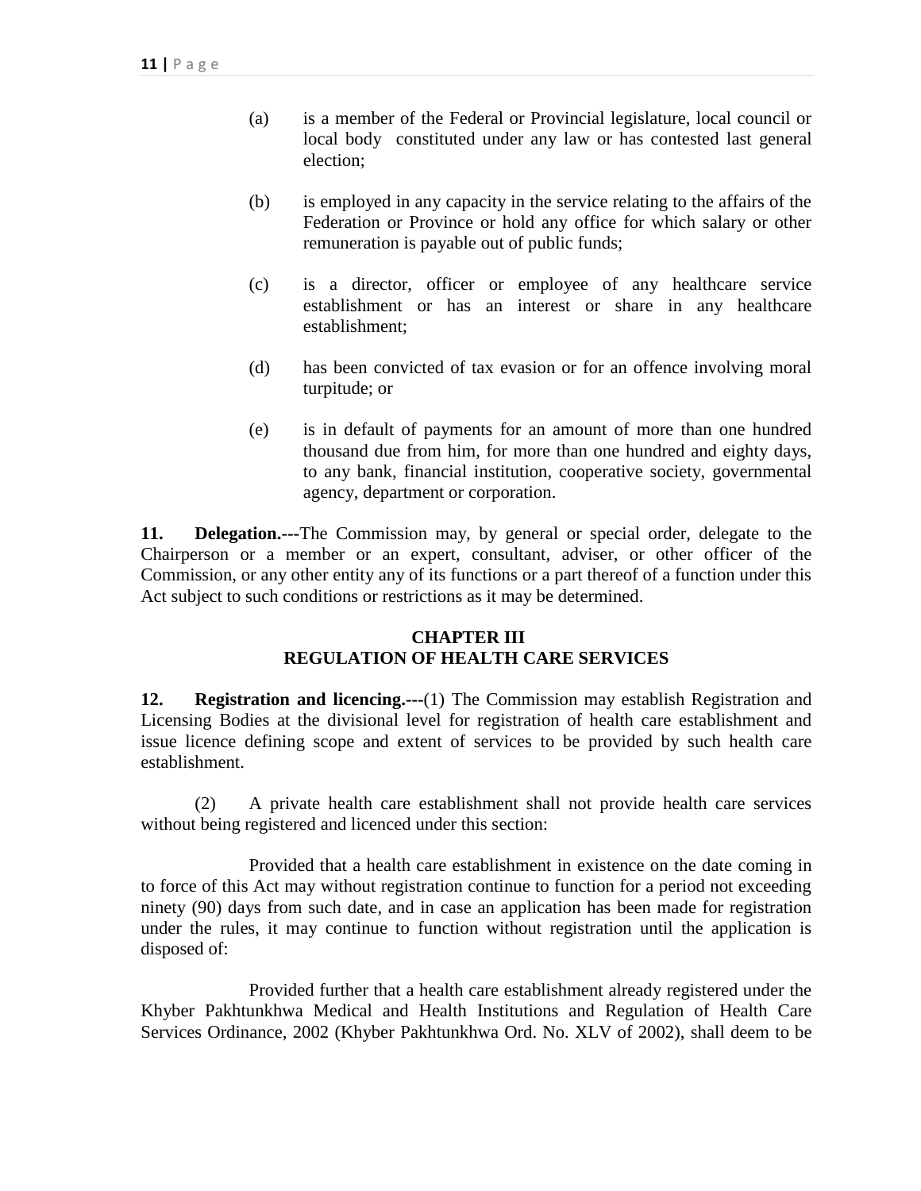(a) is a member of the Federal or Provincial legislature, local council or local body constituted under any law or has contested last general election;

(b) is employed in any capacity in the service relating to the affairs of the Federation or Province or hold any office for which salary or other remuneration is payable out of public funds;

(c) is a director, officer or employee of any healthcare service establishment or has an interest or share in any healthcare establishment;

(d) has been convicted of tax evasion or for an offence involving moral turpitude; or

(e) is in default of payments for an amount of more than one hundred thousand due from him, for more than one hundred and eighty days, to any bank, financial institution, cooperative society, governmental agency, department or corporation.

**11. Delegation.---**The Commission may, by general or special order, delegate to the Chairperson or a member or an expert, consultant, adviser, or other officer of the Commission, or any other entity any of its functions or a part thereof of a function under this Act subject to such conditions or restrictions as it may be determined.

## CHAPTER III
## REGULATION OF HEALTH CARE SERVICES

**12. Registration and licencing.---**(1) The Commission may establish Registration and Licensing Bodies at the divisional level for registration of health care establishment and issue licence defining scope and extent of services to be provided by such health care establishment.

(2) A private health care establishment shall not provide health care services without being registered and licenced under this section:

Provided that a health care establishment in existence on the date coming in to force of this Act may without registration continue to function for a period not exceeding ninety (90) days from such date, and in case an application has been made for registration under the rules, it may continue to function without registration until the application is disposed of:

Provided further that a health care establishment already registered under the Khyber Pakhtunkhwa Medical and Health Institutions and Regulation of Health Care Services Ordinance, 2002 (Khyber Pakhtunkhwa Ord. No. XLV of 2002), shall deem to be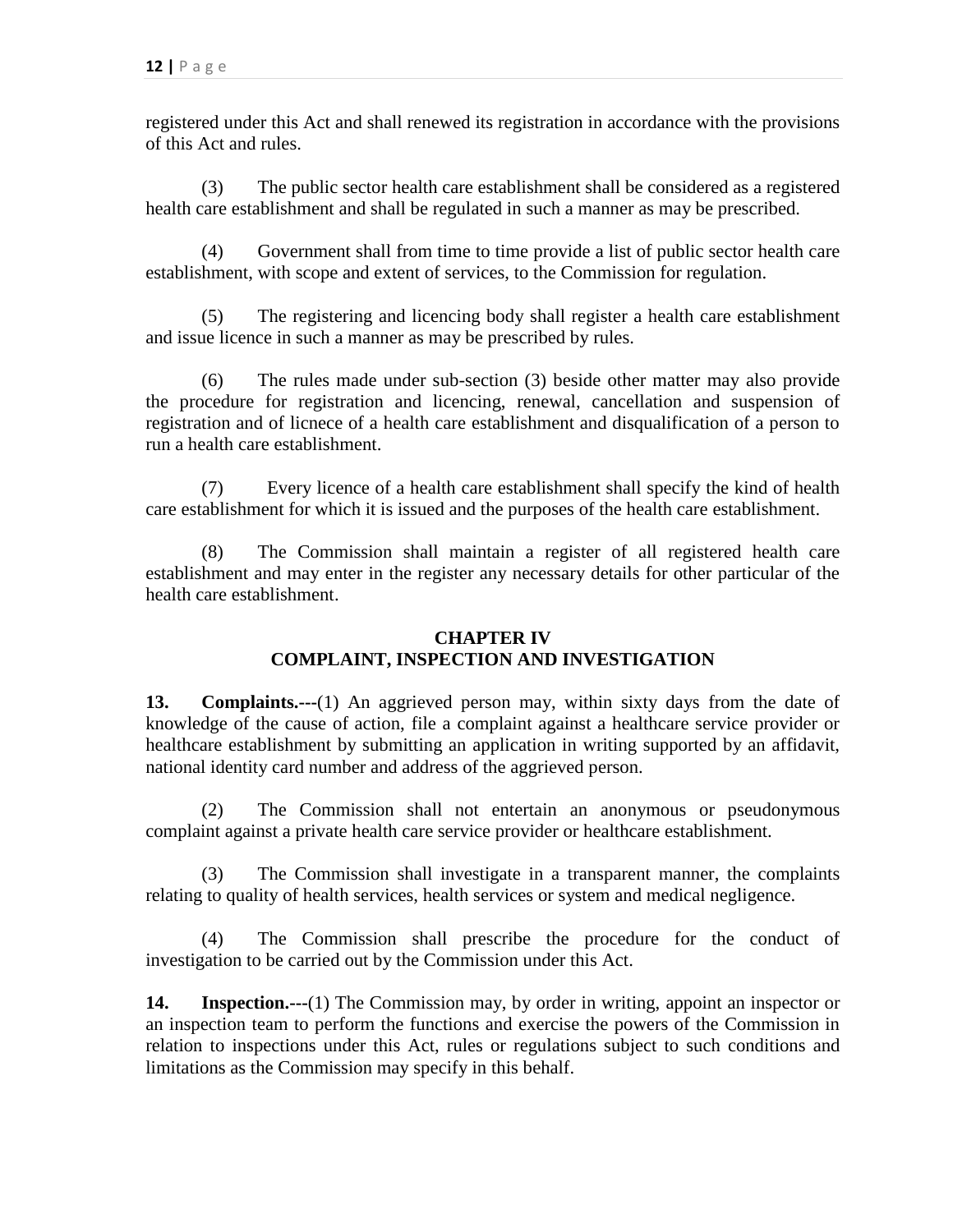registered under this Act and shall renewed its registration in accordance with the provisions of this Act and rules.

(3) The public sector health care establishment shall be considered as a registered health care establishment and shall be regulated in such a manner as may be prescribed.

(4) Government shall from time to time provide a list of public sector health care establishment, with scope and extent of services, to the Commission for regulation.

(5) The registering and licencing body shall register a health care establishment and issue licence in such a manner as may be prescribed by rules.

(6) The rules made under sub-section (3) beside other matter may also provide the procedure for registration and licencing, renewal, cancellation and suspension of registration and of licnece of a health care establishment and disqualification of a person to run a health care establishment.

(7) Every licence of a health care establishment shall specify the kind of health care establishment for which it is issued and the purposes of the health care establishment.

(8) The Commission shall maintain a register of all registered health care establishment and may enter in the register any necessary details for other particular of the health care establishment.

## CHAPTER IV
## COMPLAINT, INSPECTION AND INVESTIGATION

**13. Complaints.---**(1) An aggrieved person may, within sixty days from the date of knowledge of the cause of action, file a complaint against a healthcare service provider or healthcare establishment by submitting an application in writing supported by an affidavit, national identity card number and address of the aggrieved person.

(2) The Commission shall not entertain an anonymous or pseudonymous complaint against a private health care service provider or healthcare establishment.

(3) The Commission shall investigate in a transparent manner, the complaints relating to quality of health services, health services or system and medical negligence.

(4) The Commission shall prescribe the procedure for the conduct of investigation to be carried out by the Commission under this Act.

**14. Inspection.---**(1) The Commission may, by order in writing, appoint an inspector or an inspection team to perform the functions and exercise the powers of the Commission in relation to inspections under this Act, rules or regulations subject to such conditions and limitations as the Commission may specify in this behalf.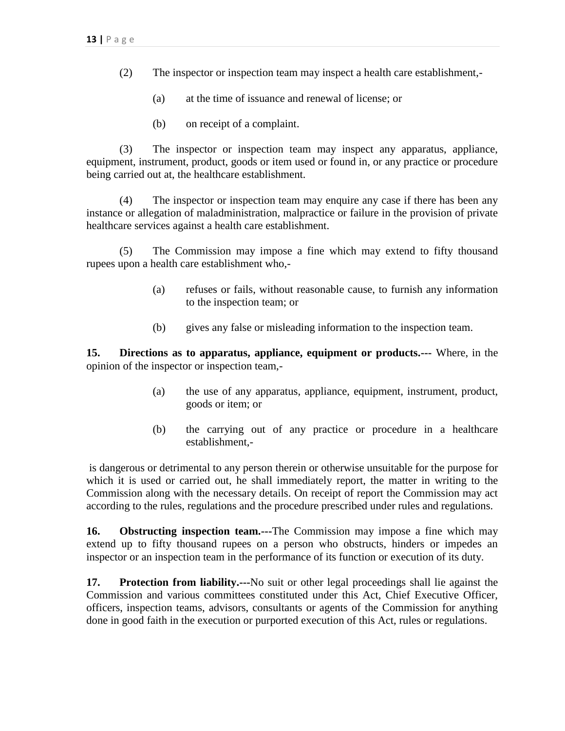(2) The inspector or inspection team may inspect a health care establishment,-

(a) at the time of issuance and renewal of license; or

(b) on receipt of a complaint.

(3) The inspector or inspection team may inspect any apparatus, appliance, equipment, instrument, product, goods or item used or found in, or any practice or procedure being carried out at, the healthcare establishment.

(4) The inspector or inspection team may enquire any case if there has been any instance or allegation of maladministration, malpractice or failure in the provision of private healthcare services against a health care establishment.

(5) The Commission may impose a fine which may extend to fifty thousand rupees upon a health care establishment who,-

(a) refuses or fails, without reasonable cause, to furnish any information to the inspection team; or

(b) gives any false or misleading information to the inspection team.

**15. Directions as to apparatus, appliance, equipment or products.---** Where, in the opinion of the inspector or inspection team,-

(a) the use of any apparatus, appliance, equipment, instrument, product, goods or item; or

(b) the carrying out of any practice or procedure in a healthcare establishment,-

is dangerous or detrimental to any person therein or otherwise unsuitable for the purpose for which it is used or carried out, he shall immediately report, the matter in writing to the Commission along with the necessary details. On receipt of report the Commission may act according to the rules, regulations and the procedure prescribed under rules and regulations.

**16. Obstructing inspection team.---**The Commission may impose a fine which may extend up to fifty thousand rupees on a person who obstructs, hinders or impedes an inspector or an inspection team in the performance of its function or execution of its duty.

**17. Protection from liability.---**No suit or other legal proceedings shall lie against the Commission and various committees constituted under this Act, Chief Executive Officer, officers, inspection teams, advisors, consultants or agents of the Commission for anything done in good faith in the execution or purported execution of this Act, rules or regulations.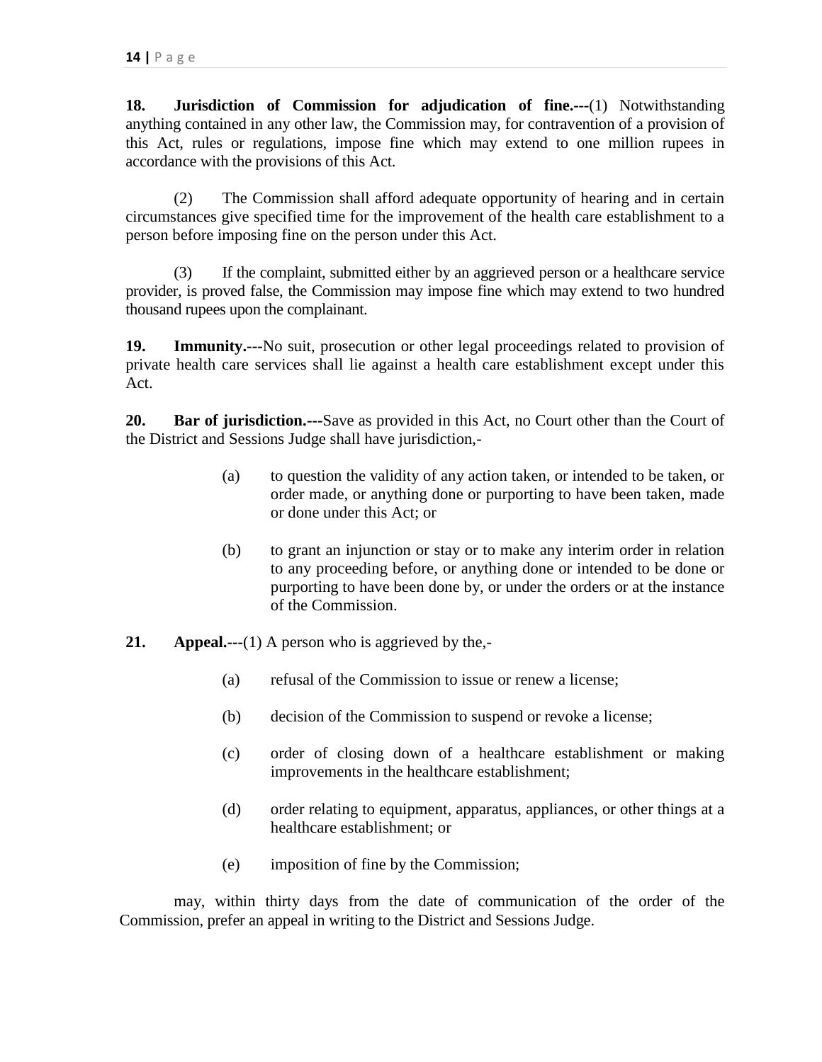**18. Jurisdiction of Commission for adjudication of fine.---**(1) Notwithstanding anything contained in any other law, the Commission may, for contravention of a provision of this Act, rules or regulations, impose fine which may extend to one million rupees in accordance with the provisions of this Act.

(2) The Commission shall afford adequate opportunity of hearing and in certain circumstances give specified time for the improvement of the health care establishment to a person before imposing fine on the person under this Act.

(3) If the complaint, submitted either by an aggrieved person or a healthcare service provider, is proved false, the Commission may impose fine which may extend to two hundred thousand rupees upon the complainant.

**19. Immunity.---**No suit, prosecution or other legal proceedings related to provision of private health care services shall lie against a health care establishment except under this Act.

**20. Bar of jurisdiction.---**Save as provided in this Act, no Court other than the Court of the District and Sessions Judge shall have jurisdiction,-

(a) to question the validity of any action taken, or intended to be taken, or order made, or anything done or purporting to have been taken, made or done under this Act; or

(b) to grant an injunction or stay or to make any interim order in relation to any proceeding before, or anything done or intended to be done or purporting to have been done by, or under the orders or at the instance of the Commission.

**21. Appeal.---**(1) A person who is aggrieved by the,-

(a) refusal of the Commission to issue or renew a license;

(b) decision of the Commission to suspend or revoke a license;

(c) order of closing down of a healthcare establishment or making improvements in the healthcare establishment;

(d) order relating to equipment, apparatus, appliances, or other things at a healthcare establishment; or

(e) imposition of fine by the Commission;

may, within thirty days from the date of communication of the order of the Commission, prefer an appeal in writing to the District and Sessions Judge.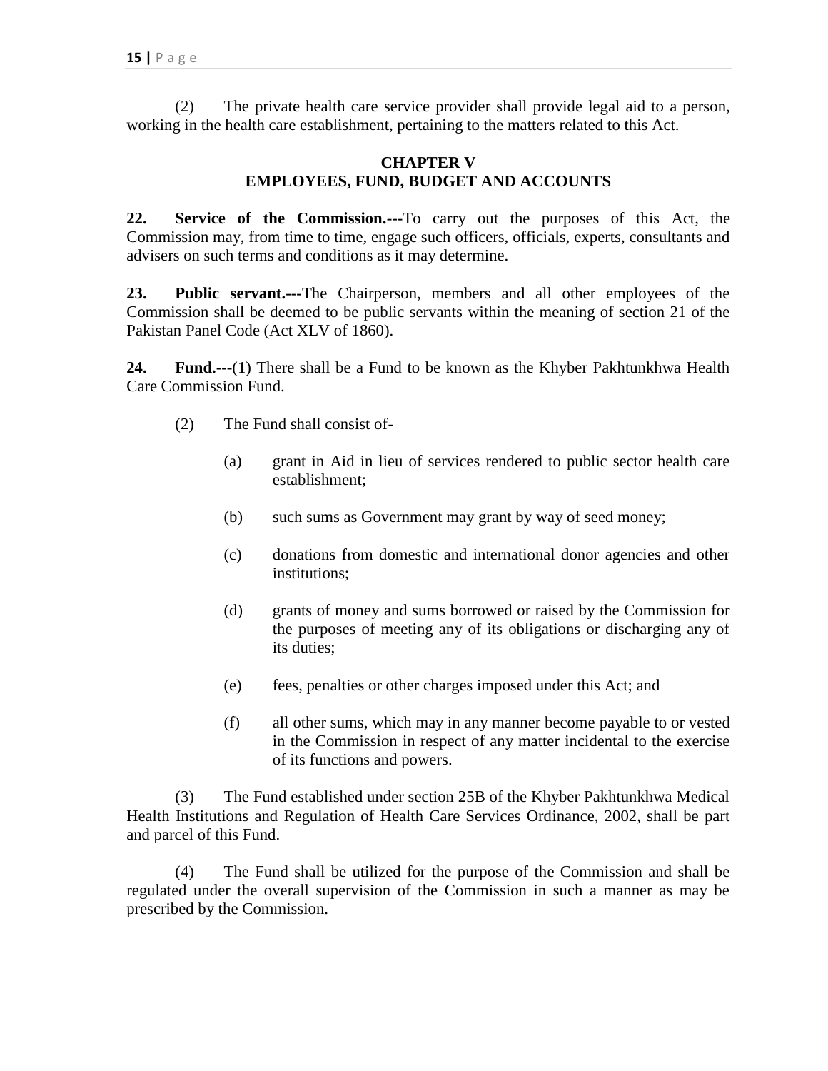(2) The private health care service provider shall provide legal aid to a person, working in the health care establishment, pertaining to the matters related to this Act.

## CHAPTER V
## EMPLOYEES, FUND, BUDGET AND ACCOUNTS

**22. Service of the Commission.---**To carry out the purposes of this Act, the Commission may, from time to time, engage such officers, officials, experts, consultants and advisers on such terms and conditions as it may determine.

**23. Public servant.---**The Chairperson, members and all other employees of the Commission shall be deemed to be public servants within the meaning of section 21 of the Pakistan Panel Code (Act XLV of 1860).

**24. Fund.**---(1) There shall be a Fund to be known as the Khyber Pakhtunkhwa Health Care Commission Fund.

(2) The Fund shall consist of-

(a) grant in Aid in lieu of services rendered to public sector health care establishment;

(b) such sums as Government may grant by way of seed money;

(c) donations from domestic and international donor agencies and other institutions;

(d) grants of money and sums borrowed or raised by the Commission for the purposes of meeting any of its obligations or discharging any of its duties;

(e) fees, penalties or other charges imposed under this Act; and

(f) all other sums, which may in any manner become payable to or vested in the Commission in respect of any matter incidental to the exercise of its functions and powers.

(3) The Fund established under section 25B of the Khyber Pakhtunkhwa Medical Health Institutions and Regulation of Health Care Services Ordinance, 2002, shall be part and parcel of this Fund.

(4) The Fund shall be utilized for the purpose of the Commission and shall be regulated under the overall supervision of the Commission in such a manner as may be prescribed by the Commission.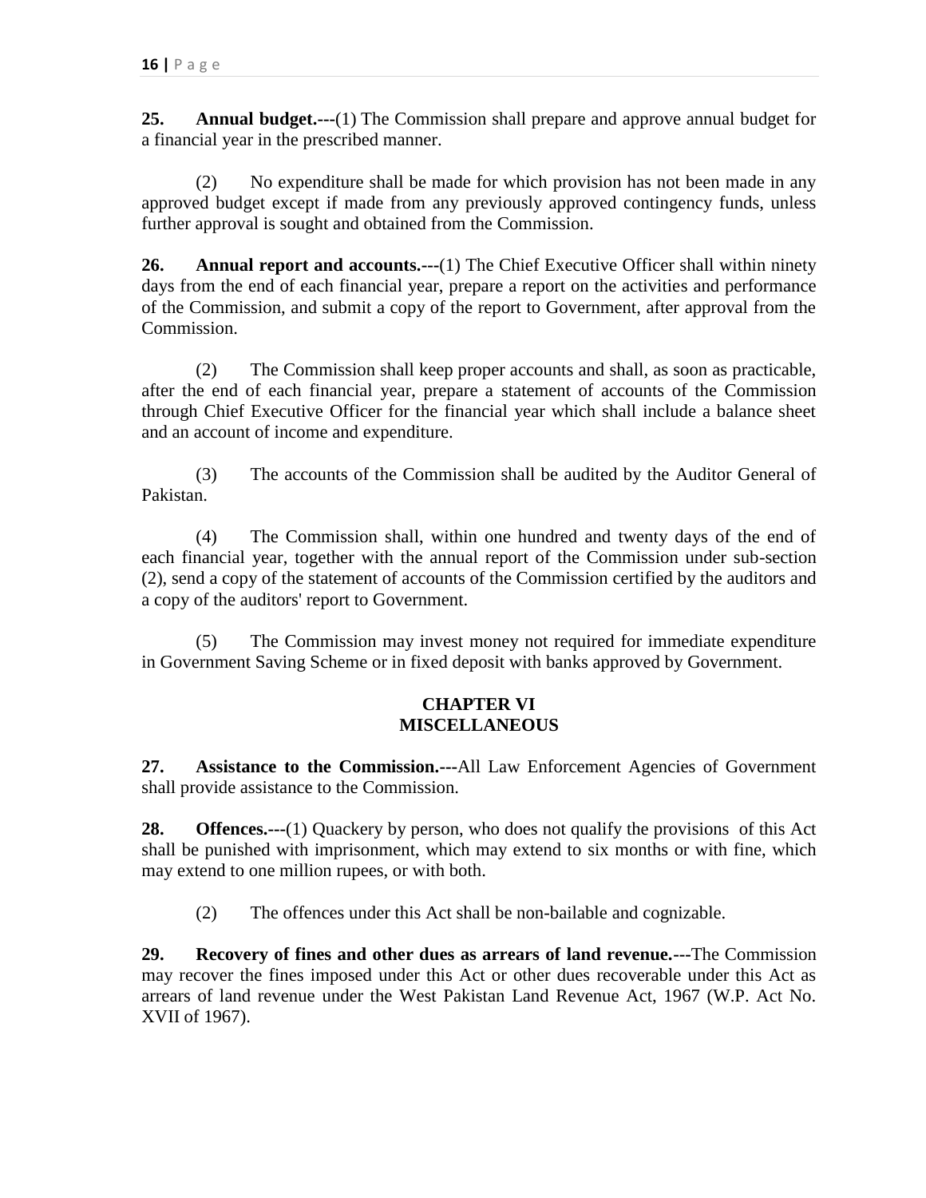**25. Annual budget.---**(1) The Commission shall prepare and approve annual budget for a financial year in the prescribed manner.

(2) No expenditure shall be made for which provision has not been made in any approved budget except if made from any previously approved contingency funds, unless further approval is sought and obtained from the Commission.

**26. Annual report and accounts.---**(1) The Chief Executive Officer shall within ninety days from the end of each financial year, prepare a report on the activities and performance of the Commission, and submit a copy of the report to Government, after approval from the Commission.

(2) The Commission shall keep proper accounts and shall, as soon as practicable, after the end of each financial year, prepare a statement of accounts of the Commission through Chief Executive Officer for the financial year which shall include a balance sheet and an account of income and expenditure.

(3) The accounts of the Commission shall be audited by the Auditor General of Pakistan.

(4) The Commission shall, within one hundred and twenty days of the end of each financial year, together with the annual report of the Commission under sub-section (2), send a copy of the statement of accounts of the Commission certified by the auditors and a copy of the auditors' report to Government.

(5) The Commission may invest money not required for immediate expenditure in Government Saving Scheme or in fixed deposit with banks approved by Government.

## CHAPTER VI
## MISCELLANEOUS

**27. Assistance to the Commission.---**All Law Enforcement Agencies of Government shall provide assistance to the Commission.

**28. Offences.---**(1) Quackery by person, who does not qualify the provisions of this Act shall be punished with imprisonment, which may extend to six months or with fine, which may extend to one million rupees, or with both.

(2) The offences under this Act shall be non-bailable and cognizable.

**29. Recovery of fines and other dues as arrears of land revenue.---**The Commission may recover the fines imposed under this Act or other dues recoverable under this Act as arrears of land revenue under the West Pakistan Land Revenue Act, 1967 (W.P. Act No. XVII of 1967).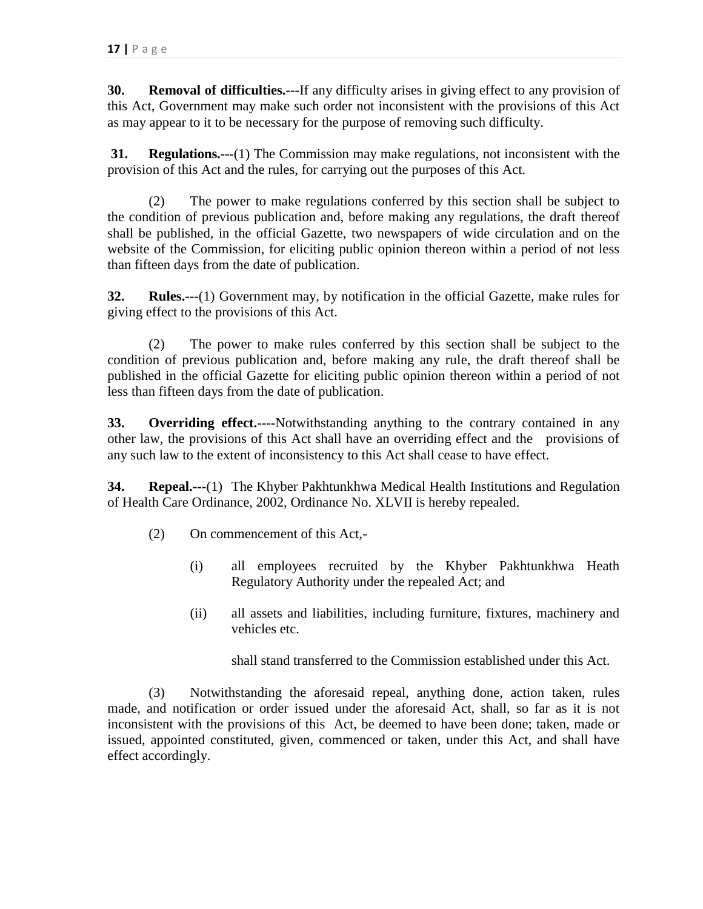**30. Removal of difficulties.---**If any difficulty arises in giving effect to any provision of this Act, Government may make such order not inconsistent with the provisions of this Act as may appear to it to be necessary for the purpose of removing such difficulty.

**31. Regulations.---**(1) The Commission may make regulations, not inconsistent with the provision of this Act and the rules, for carrying out the purposes of this Act.

(2) The power to make regulations conferred by this section shall be subject to the condition of previous publication and, before making any regulations, the draft thereof shall be published, in the official Gazette, two newspapers of wide circulation and on the website of the Commission, for eliciting public opinion thereon within a period of not less than fifteen days from the date of publication.

**32. Rules.---**(1) Government may, by notification in the official Gazette, make rules for giving effect to the provisions of this Act.

(2) The power to make rules conferred by this section shall be subject to the condition of previous publication and, before making any rule, the draft thereof shall be published in the official Gazette for eliciting public opinion thereon within a period of not less than fifteen days from the date of publication.

**33. Overriding effect.----**Notwithstanding anything to the contrary contained in any other law, the provisions of this Act shall have an overriding effect and the provisions of any such law to the extent of inconsistency to this Act shall cease to have effect.

**34. Repeal.---**(1) The Khyber Pakhtunkhwa Medical Health Institutions and Regulation of Health Care Ordinance, 2002, Ordinance No. XLVII is hereby repealed.

(2) On commencement of this Act,-

(i) all employees recruited by the Khyber Pakhtunkhwa Heath Regulatory Authority under the repealed Act; and

(ii) all assets and liabilities, including furniture, fixtures, machinery and vehicles etc.

shall stand transferred to the Commission established under this Act.

(3) Notwithstanding the aforesaid repeal, anything done, action taken, rules made, and notification or order issued under the aforesaid Act, shall, so far as it is not inconsistent with the provisions of this Act, be deemed to have been done; taken, made or issued, appointed constituted, given, commenced or taken, under this Act, and shall have effect accordingly.